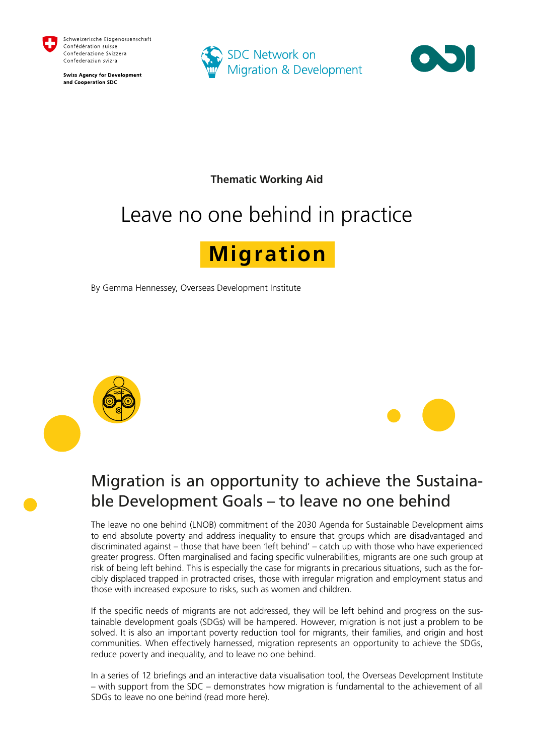Schweizerische Eidgenossenschaft
Confédération suisse
Confederazione Svizzera
Confederaziun svizra

**Swiss Agency for Development and Cooperation SDC**

SDC Network on Migration & Development

**Thematic Working Aid**

# Leave no one behind in practice

# **Migration**

By Gemma Hennessey, Overseas Development Institute

## Migration is an opportunity to achieve the Sustainable Development Goals – to leave no one behind

The leave no one behind (LNOB) commitment of the 2030 Agenda for Sustainable Development aims to end absolute poverty and address inequality to ensure that groups which are disadvantaged and discriminated against – those that have been 'left behind' – catch up with those who have experienced greater progress. Often marginalised and facing specific vulnerabilities, migrants are one such group at risk of being left behind. This is especially the case for migrants in precarious situations, such as the forcibly displaced trapped in protracted crises, those with irregular migration and employment status and those with increased exposure to risks, such as women and children.

If the specific needs of migrants are not addressed, they will be left behind and progress on the sustainable development goals (SDGs) will be hampered. However, migration is not just a problem to be solved. It is also an important poverty reduction tool for migrants, their families, and origin and host communities. When effectively harnessed, migration represents an opportunity to achieve the SDGs, reduce poverty and inequality, and to leave no one behind.

In a series of 12 briefings and an interactive data visualisation tool, the Overseas Development Institute – with support from the SDC – demonstrates how migration is fundamental to the achievement of all SDGs to leave no one behind (read more here).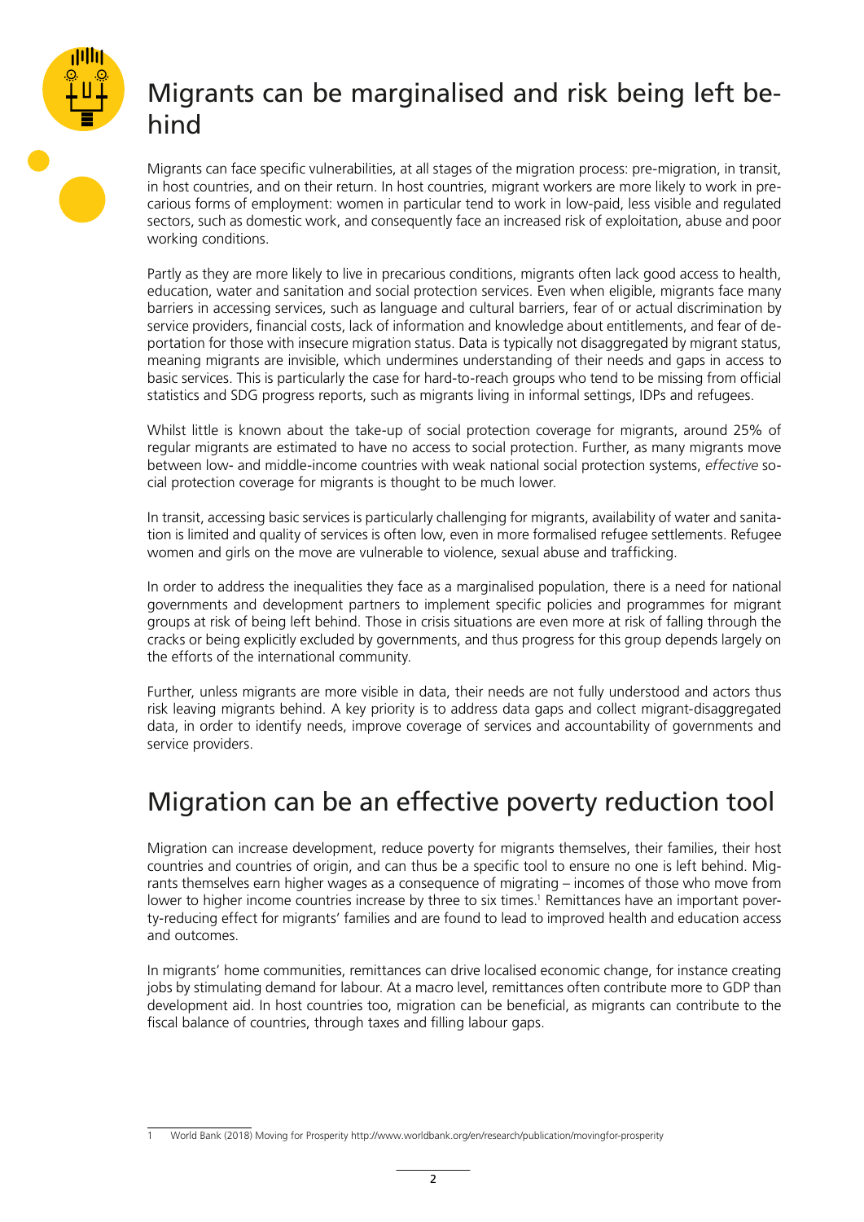## Migrants can be marginalised and risk being left behind

Migrants can face specific vulnerabilities, at all stages of the migration process: pre-migration, in transit, in host countries, and on their return. In host countries, migrant workers are more likely to work in precarious forms of employment: women in particular tend to work in low-paid, less visible and regulated sectors, such as domestic work, and consequently face an increased risk of exploitation, abuse and poor working conditions.

Partly as they are more likely to live in precarious conditions, migrants often lack good access to health, education, water and sanitation and social protection services. Even when eligible, migrants face many barriers in accessing services, such as language and cultural barriers, fear of or actual discrimination by service providers, financial costs, lack of information and knowledge about entitlements, and fear of deportation for those with insecure migration status. Data is typically not disaggregated by migrant status, meaning migrants are invisible, which undermines understanding of their needs and gaps in access to basic services. This is particularly the case for hard-to-reach groups who tend to be missing from official statistics and SDG progress reports, such as migrants living in informal settings, IDPs and refugees.

Whilst little is known about the take-up of social protection coverage for migrants, around 25% of regular migrants are estimated to have no access to social protection. Further, as many migrants move between low- and middle-income countries with weak national social protection systems, *effective* social protection coverage for migrants is thought to be much lower.

In transit, accessing basic services is particularly challenging for migrants, availability of water and sanitation is limited and quality of services is often low, even in more formalised refugee settlements. Refugee women and girls on the move are vulnerable to violence, sexual abuse and trafficking.

In order to address the inequalities they face as a marginalised population, there is a need for national governments and development partners to implement specific policies and programmes for migrant groups at risk of being left behind. Those in crisis situations are even more at risk of falling through the cracks or being explicitly excluded by governments, and thus progress for this group depends largely on the efforts of the international community.

Further, unless migrants are more visible in data, their needs are not fully understood and actors thus risk leaving migrants behind. A key priority is to address data gaps and collect migrant-disaggregated data, in order to identify needs, improve coverage of services and accountability of governments and service providers.

## Migration can be an effective poverty reduction tool

Migration can increase development, reduce poverty for migrants themselves, their families, their host countries and countries of origin, and can thus be a specific tool to ensure no one is left behind. Migrants themselves earn higher wages as a consequence of migrating – incomes of those who move from lower to higher income countries increase by three to six times.[1] Remittances have an important poverty-reducing effect for migrants' families and are found to lead to improved health and education access and outcomes.

In migrants' home communities, remittances can drive localised economic change, for instance creating jobs by stimulating demand for labour. At a macro level, remittances often contribute more to GDP than development aid. In host countries too, migration can be beneficial, as migrants can contribute to the fiscal balance of countries, through taxes and filling labour gaps.

1 World Bank (2018) Moving for Prosperity http://www.worldbank.org/en/research/publication/movingfor-prosperity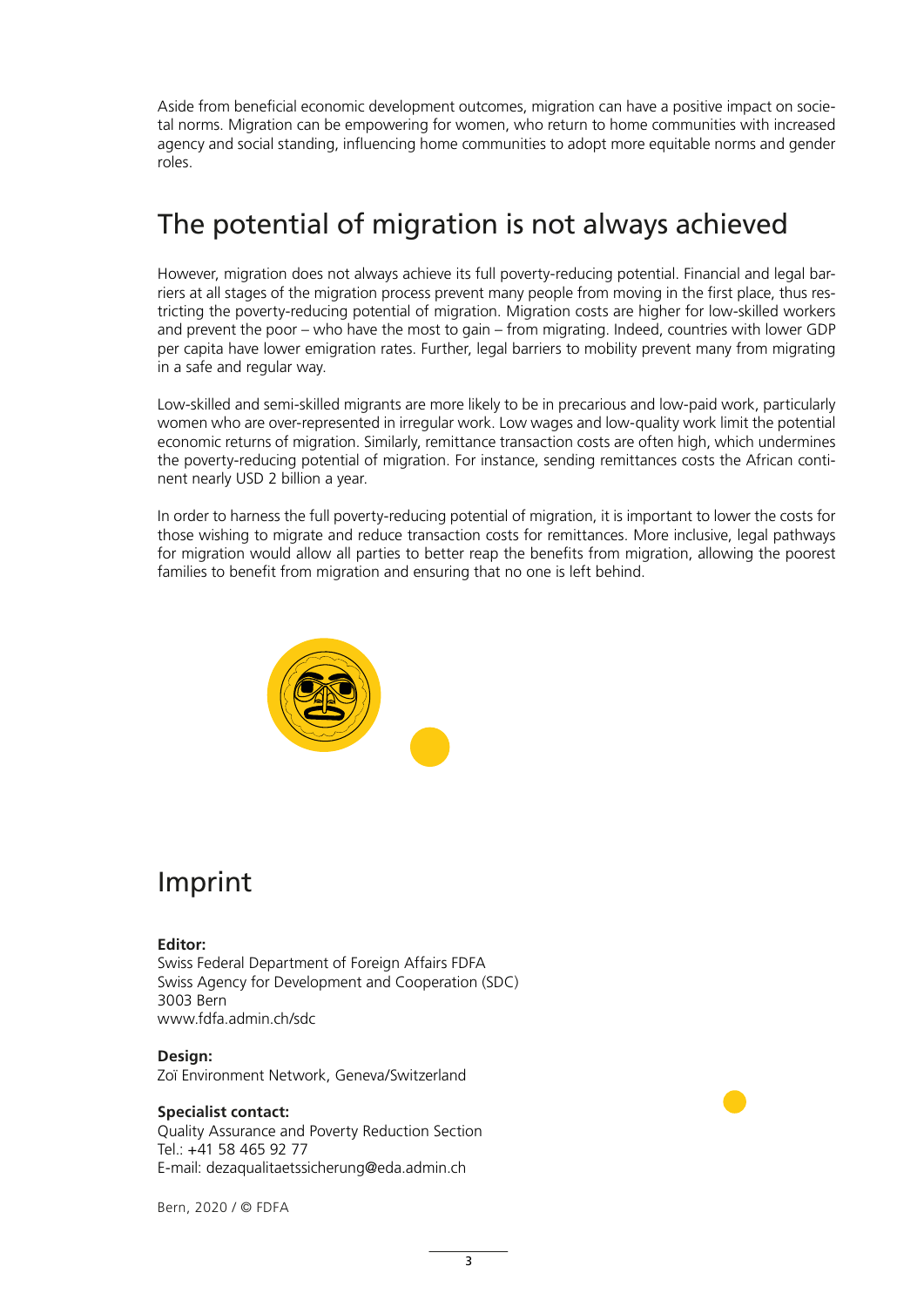Aside from beneficial economic development outcomes, migration can have a positive impact on societal norms. Migration can be empowering for women, who return to home communities with increased agency and social standing, influencing home communities to adopt more equitable norms and gender roles.

## The potential of migration is not always achieved

However, migration does not always achieve its full poverty-reducing potential. Financial and legal barriers at all stages of the migration process prevent many people from moving in the first place, thus restricting the poverty-reducing potential of migration. Migration costs are higher for low-skilled workers and prevent the poor – who have the most to gain – from migrating. Indeed, countries with lower GDP per capita have lower emigration rates. Further, legal barriers to mobility prevent many from migrating in a safe and regular way.

Low-skilled and semi-skilled migrants are more likely to be in precarious and low-paid work, particularly women who are over-represented in irregular work. Low wages and low-quality work limit the potential economic returns of migration. Similarly, remittance transaction costs are often high, which undermines the poverty-reducing potential of migration. For instance, sending remittances costs the African continent nearly USD 2 billion a year.

In order to harness the full poverty-reducing potential of migration, it is important to lower the costs for those wishing to migrate and reduce transaction costs for remittances. More inclusive, legal pathways for migration would allow all parties to better reap the benefits from migration, allowing the poorest families to benefit from migration and ensuring that no one is left behind.

## Imprint

**Editor:**
Swiss Federal Department of Foreign Affairs FDFA
Swiss Agency for Development and Cooperation (SDC)
3003 Bern
www.fdfa.admin.ch/sdc

**Design:**
Zoï Environment Network, Geneva/Switzerland

**Specialist contact:**
Quality Assurance and Poverty Reduction Section
Tel.: +41 58 465 92 77
E-mail: dezaqualitaetssicherung@eda.admin.ch

Bern, 2020 / © FDFA